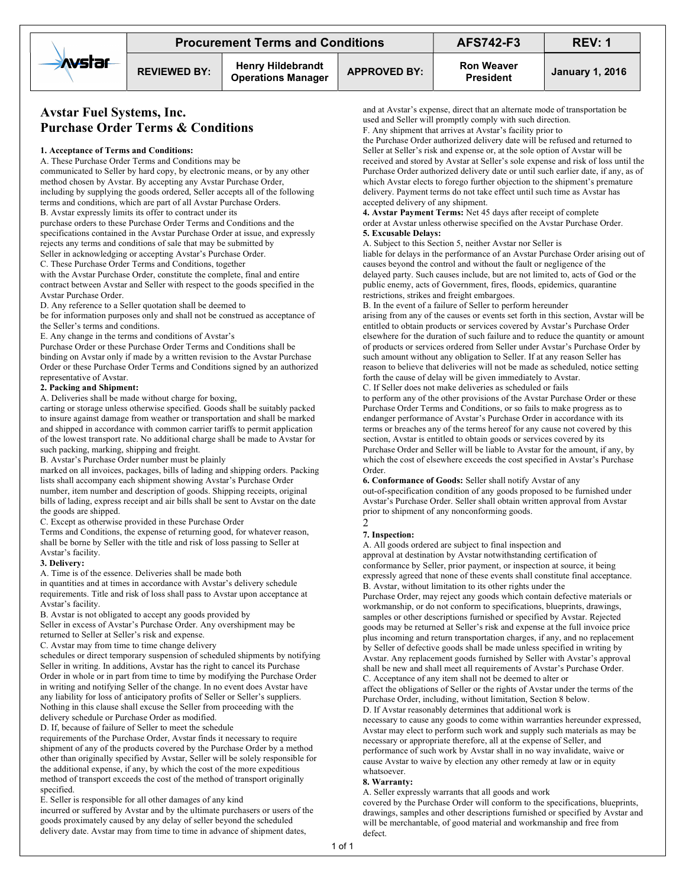| Avstar | Procurement Terms and Conditions | | | AFS742-F3 | REV: 1 |
|---|---|---|---|---|---|
| | REVIEWED BY: | Henry Hildebrandt Operations Manager | APPROVED BY: | Ron Weaver President | January 1, 2016 |

# Avstar Fuel Systems, Inc. Purchase Order Terms & Conditions

**1. Acceptance of Terms and Conditions:**

A. These Purchase Order Terms and Conditions may be communicated to Seller by hard copy, by electronic means, or by any other method chosen by Avstar. By accepting any Avstar Purchase Order, including by supplying the goods ordered, Seller accepts all of the following terms and conditions, which are part of all Avstar Purchase Orders.

B. Avstar expressly limits its offer to contract under its purchase orders to these Purchase Order Terms and Conditions and the specifications contained in the Avstar Purchase Order at issue, and expressly rejects any terms and conditions of sale that may be submitted by Seller in acknowledging or accepting Avstar's Purchase Order.

C. These Purchase Order Terms and Conditions, together with the Avstar Purchase Order, constitute the complete, final and entire contract between Avstar and Seller with respect to the goods specified in the Avstar Purchase Order.

D. Any reference to a Seller quotation shall be deemed to be for information purposes only and shall not be construed as acceptance of the Seller's terms and conditions.

E. Any change in the terms and conditions of Avstar's Purchase Order or these Purchase Order Terms and Conditions shall be binding on Avstar only if made by a written revision to the Avstar Purchase Order or these Purchase Order Terms and Conditions signed by an authorized representative of Avstar.

**2. Packing and Shipment:**

A. Deliveries shall be made without charge for boxing, carting or storage unless otherwise specified. Goods shall be suitably packed to insure against damage from weather or transportation and shall be marked and shipped in accordance with common carrier tariffs to permit application of the lowest transport rate. No additional charge shall be made to Avstar for such packing, marking, shipping and freight.

B. Avstar's Purchase Order number must be plainly marked on all invoices, packages, bills of lading and shipping orders. Packing lists shall accompany each shipment showing Avstar's Purchase Order number, item number and description of goods. Shipping receipts, original bills of lading, express receipt and air bills shall be sent to Avstar on the date the goods are shipped.

C. Except as otherwise provided in these Purchase Order Terms and Conditions, the expense of returning good, for whatever reason, shall be borne by Seller with the title and risk of loss passing to Seller at Avstar's facility.

**3. Delivery:**

A. Time is of the essence. Deliveries shall be made both in quantities and at times in accordance with Avstar's delivery schedule requirements. Title and risk of loss shall pass to Avstar upon acceptance at Avstar's facility.

B. Avstar is not obligated to accept any goods provided by Seller in excess of Avstar's Purchase Order. Any overshipment may be returned to Seller at Seller's risk and expense.

C. Avstar may from time to time change delivery schedules or direct temporary suspension of scheduled shipments by notifying Seller in writing. In additions, Avstar has the right to cancel its Purchase Order in whole or in part from time to time by modifying the Purchase Order in writing and notifying Seller of the change. In no event does Avstar have any liability for loss of anticipatory profits of Seller or Seller's suppliers. Nothing in this clause shall excuse the Seller from proceeding with the delivery schedule or Purchase Order as modified.

D. If, because of failure of Seller to meet the schedule requirements of the Purchase Order, Avstar finds it necessary to require shipment of any of the products covered by the Purchase Order by a method other than originally specified by Avstar, Seller will be solely responsible for the additional expense, if any, by which the cost of the more expeditious method of transport exceeds the cost of the method of transport originally specified.

E. Seller is responsible for all other damages of any kind incurred or suffered by Avstar and by the ultimate purchasers or users of the goods proximately caused by any delay of seller beyond the scheduled delivery date. Avstar may from time to time in advance of shipment dates, and at Avstar's expense, direct that an alternate mode of transportation be used and Seller will promptly comply with such direction.

F. Any shipment that arrives at Avstar's facility prior to the Purchase Order authorized delivery date will be refused and returned to Seller at Seller's risk and expense or, at the sole option of Avstar will be received and stored by Avstar at Seller's sole expense and risk of loss until the Purchase Order authorized delivery date or until such earlier date, if any, as of which Avstar elects to forego further objection to the shipment's premature delivery. Payment terms do not take effect until such time as Avstar has accepted delivery of any shipment.

**4. Avstar Payment Terms:** Net 45 days after receipt of complete order at Avstar unless otherwise specified on the Avstar Purchase Order.

**5. Excusable Delays:**

A. Subject to this Section 5, neither Avstar nor Seller is liable for delays in the performance of an Avstar Purchase Order arising out of causes beyond the control and without the fault or negligence of the delayed party. Such causes include, but are not limited to, acts of God or the public enemy, acts of Government, fires, floods, epidemics, quarantine restrictions, strikes and freight embargoes.

B. In the event of a failure of Seller to perform hereunder arising from any of the causes or events set forth in this section, Avstar will be entitled to obtain products or services covered by Avstar's Purchase Order elsewhere for the duration of such failure and to reduce the quantity or amount of products or services ordered from Seller under Avstar's Purchase Order by such amount without any obligation to Seller. If at any reason Seller has reason to believe that deliveries will not be made as scheduled, notice setting forth the cause of delay will be given immediately to Avstar.

C. If Seller does not make deliveries as scheduled or fails to perform any of the other provisions of the Avstar Purchase Order or these Purchase Order Terms and Conditions, or so fails to make progress as to endanger performance of Avstar's Purchase Order in accordance with its terms or breaches any of the terms hereof for any cause not covered by this section, Avstar is entitled to obtain goods or services covered by its Purchase Order and Seller will be liable to Avstar for the amount, if any, by which the cost of elsewhere exceeds the cost specified in Avstar's Purchase Order.

**6. Conformance of Goods:** Seller shall notify Avstar of any out-of-specification condition of any goods proposed to be furnished under Avstar's Purchase Order. Seller shall obtain written approval from Avstar prior to shipment of any nonconforming goods.

2

**7. Inspection:**

A. All goods ordered are subject to final inspection and approval at destination by Avstar notwithstanding certification of conformance by Seller, prior payment, or inspection at source, it being expressly agreed that none of these events shall constitute final acceptance.

B. Avstar, without limitation to its other rights under the Purchase Order, may reject any goods which contain defective materials or workmanship, or do not conform to specifications, blueprints, drawings, samples or other descriptions furnished or specified by Avstar. Rejected goods may be returned at Seller's risk and expense at the full invoice price plus incoming and return transportation charges, if any, and no replacement by Seller of defective goods shall be made unless specified in writing by Avstar. Any replacement goods furnished by Seller with Avstar's approval shall be new and shall meet all requirements of Avstar's Purchase Order.

C. Acceptance of any item shall not be deemed to alter or affect the obligations of Seller or the rights of Avstar under the terms of the Purchase Order, including, without limitation, Section 8 below.

D. If Avstar reasonably determines that additional work is necessary to cause any goods to come within warranties hereunder expressed, Avstar may elect to perform such work and supply such materials as may be necessary or appropriate therefore, all at the expense of Seller, and performance of such work by Avstar shall in no way invalidate, waive or cause Avstar to waive by election any other remedy at law or in equity whatsoever.

**8. Warranty:**

A. Seller expressly warrants that all goods and work covered by the Purchase Order will conform to the specifications, blueprints, drawings, samples and other descriptions furnished or specified by Avstar and will be merchantable, of good material and workmanship and free from defect.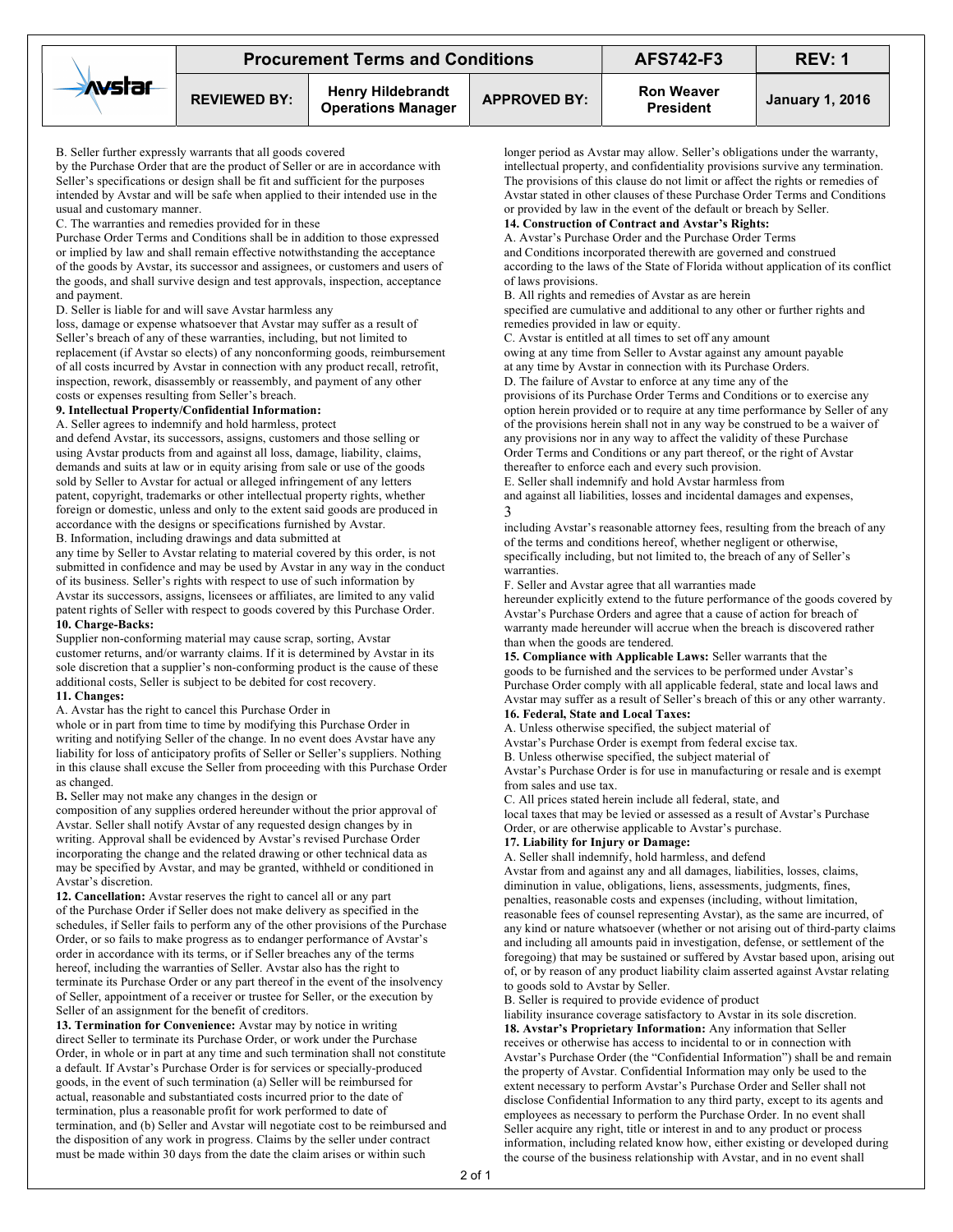B. Seller further expressly warrants that all goods covered by the Purchase Order that are the product of Seller or are in accordance with Seller's specifications or design shall be fit and sufficient for the purposes intended by Avstar and will be safe when applied to their intended use in the usual and customary manner.

C. The warranties and remedies provided for in these Purchase Order Terms and Conditions shall be in addition to those expressed or implied by law and shall remain effective notwithstanding the acceptance of the goods by Avstar, its successor and assignees, or customers and users of the goods, and shall survive design and test approvals, inspection, acceptance and payment.

D. Seller is liable for and will save Avstar harmless any loss, damage or expense whatsoever that Avstar may suffer as a result of Seller's breach of any of these warranties, including, but not limited to replacement (if Avstar so elects) of any nonconforming goods, reimbursement of all costs incurred by Avstar in connection with any product recall, retrofit, inspection, rework, disassembly or reassembly, and payment of any other costs or expenses resulting from Seller's breach.

**9. Intellectual Property/Confidential Information:**

A. Seller agrees to indemnify and hold harmless, protect and defend Avstar, its successors, assigns, customers and those selling or using Avstar products from and against all loss, damage, liability, claims, demands and suits at law or in equity arising from sale or use of the goods sold by Seller to Avstar for actual or alleged infringement of any letters patent, copyright, trademarks or other intellectual property rights, whether foreign or domestic, unless and only to the extent said goods are produced in accordance with the designs or specifications furnished by Avstar.

B. Information, including drawings and data submitted at any time by Seller to Avstar relating to material covered by this order, is not submitted in confidence and may be used by Avstar in any way in the conduct of its business. Seller's rights with respect to use of such information by Avstar its successors, assigns, licensees or affiliates, are limited to any valid patent rights of Seller with respect to goods covered by this Purchase Order.

**10. Charge-Backs:**

Supplier non-conforming material may cause scrap, sorting, Avstar customer returns, and/or warranty claims. If it is determined by Avstar in its sole discretion that a supplier's non-conforming product is the cause of these additional costs, Seller is subject to be debited for cost recovery.

**11. Changes:**

A. Avstar has the right to cancel this Purchase Order in whole or in part from time to time by modifying this Purchase Order in writing and notifying Seller of the change. In no event does Avstar have any liability for loss of anticipatory profits of Seller or Seller's suppliers. Nothing in this clause shall excuse the Seller from proceeding with this Purchase Order as changed.

B**.** Seller may not make any changes in the design or composition of any supplies ordered hereunder without the prior approval of Avstar. Seller shall notify Avstar of any requested design changes by in writing. Approval shall be evidenced by Avstar's revised Purchase Order incorporating the change and the related drawing or other technical data as may be specified by Avstar, and may be granted, withheld or conditioned in Avstar's discretion.

**12. Cancellation:** Avstar reserves the right to cancel all or any part of the Purchase Order if Seller does not make delivery as specified in the schedules, if Seller fails to perform any of the other provisions of the Purchase Order, or so fails to make progress as to endanger performance of Avstar's order in accordance with its terms, or if Seller breaches any of the terms hereof, including the warranties of Seller. Avstar also has the right to terminate its Purchase Order or any part thereof in the event of the insolvency of Seller, appointment of a receiver or trustee for Seller, or the execution by Seller of an assignment for the benefit of creditors.

**13. Termination for Convenience:** Avstar may by notice in writing direct Seller to terminate its Purchase Order, or work under the Purchase Order, in whole or in part at any time and such termination shall not constitute a default. If Avstar's Purchase Order is for services or specially-produced goods, in the event of such termination (a) Seller will be reimbursed for actual, reasonable and substantiated costs incurred prior to the date of termination, plus a reasonable profit for work performed to date of termination, and (b) Seller and Avstar will negotiate cost to be reimbursed and the disposition of any work in progress. Claims by the seller under contract must be made within 30 days from the date the claim arises or within such longer period as Avstar may allow. Seller's obligations under the warranty, intellectual property, and confidentiality provisions survive any termination. The provisions of this clause do not limit or affect the rights or remedies of Avstar stated in other clauses of these Purchase Order Terms and Conditions or provided by law in the event of the default or breach by Seller.

**14. Construction of Contract and Avstar's Rights:**

A. Avstar's Purchase Order and the Purchase Order Terms and Conditions incorporated therewith are governed and construed according to the laws of the State of Florida without application of its conflict of laws provisions.

B. All rights and remedies of Avstar as are herein specified are cumulative and additional to any other or further rights and remedies provided in law or equity.

C. Avstar is entitled at all times to set off any amount owing at any time from Seller to Avstar against any amount payable at any time by Avstar in connection with its Purchase Orders.

D. The failure of Avstar to enforce at any time any of the provisions of its Purchase Order Terms and Conditions or to exercise any option herein provided or to require at any time performance by Seller of any of the provisions herein shall not in any way be construed to be a waiver of any provisions nor in any way to affect the validity of these Purchase Order Terms and Conditions or any part thereof, or the right of Avstar thereafter to enforce each and every such provision.

E. Seller shall indemnify and hold Avstar harmless from and against all liabilities, losses and incidental damages and expenses, including Avstar's reasonable attorney fees, resulting from the breach of any of the terms and conditions hereof, whether negligent or otherwise, specifically including, but not limited to, the breach of any of Seller's warranties.

F. Seller and Avstar agree that all warranties made hereunder explicitly extend to the future performance of the goods covered by Avstar's Purchase Orders and agree that a cause of action for breach of warranty made hereunder will accrue when the breach is discovered rather than when the goods are tendered.

**15. Compliance with Applicable Laws:** Seller warrants that the goods to be furnished and the services to be performed under Avstar's Purchase Order comply with all applicable federal, state and local laws and Avstar may suffer as a result of Seller's breach of this or any other warranty.

**16. Federal, State and Local Taxes:**

A. Unless otherwise specified, the subject material of Avstar's Purchase Order is exempt from federal excise tax.

B. Unless otherwise specified, the subject material of Avstar's Purchase Order is for use in manufacturing or resale and is exempt from sales and use tax.

C. All prices stated herein include all federal, state, and local taxes that may be levied or assessed as a result of Avstar's Purchase Order, or are otherwise applicable to Avstar's purchase.

**17. Liability for Injury or Damage:**

A. Seller shall indemnify, hold harmless, and defend Avstar from and against any and all damages, liabilities, losses, claims, diminution in value, obligations, liens, assessments, judgments, fines, penalties, reasonable costs and expenses (including, without limitation, reasonable fees of counsel representing Avstar), as the same are incurred, of any kind or nature whatsoever (whether or not arising out of third-party claims and including all amounts paid in investigation, defense, or settlement of the foregoing) that may be sustained or suffered by Avstar based upon, arising out of, or by reason of any product liability claim asserted against Avstar relating to goods sold to Avstar by Seller.

B. Seller is required to provide evidence of product liability insurance coverage satisfactory to Avstar in its sole discretion.

**18. Avstar's Proprietary Information:** Any information that Seller receives or otherwise has access to incidental to or in connection with Avstar's Purchase Order (the "Confidential Information") shall be and remain the property of Avstar. Confidential Information may only be used to the extent necessary to perform Avstar's Purchase Order and Seller shall not disclose Confidential Information to any third party, except to its agents and employees as necessary to perform the Purchase Order. In no event shall Seller acquire any right, title or interest in and to any product or process information, including related know how, either existing or developed during the course of the business relationship with Avstar, and in no event shall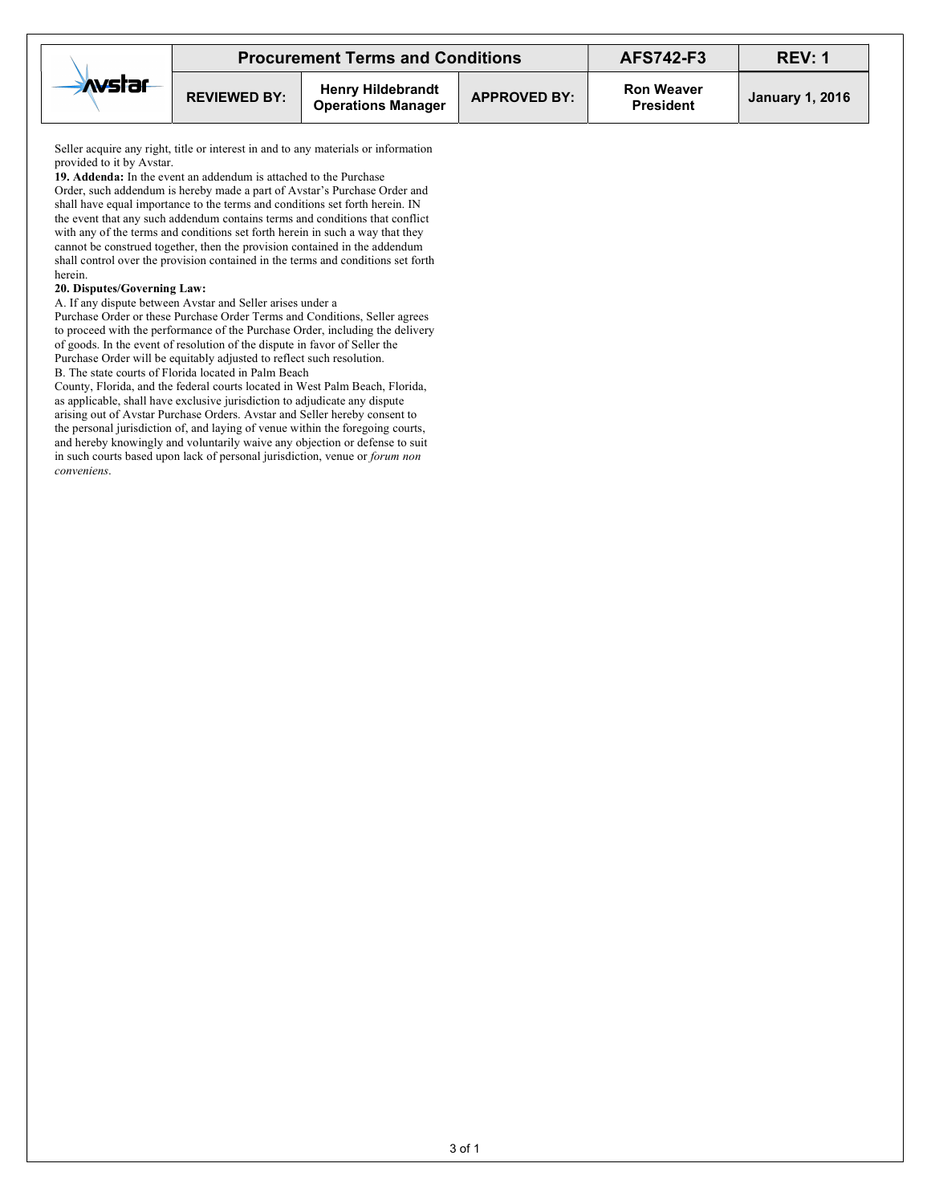Seller acquire any right, title or interest in and to any materials or information provided to it by Avstar.

**19. Addenda:** In the event an addendum is attached to the Purchase Order, such addendum is hereby made a part of Avstar's Purchase Order and shall have equal importance to the terms and conditions set forth herein. IN the event that any such addendum contains terms and conditions that conflict with any of the terms and conditions set forth herein in such a way that they cannot be construed together, then the provision contained in the addendum shall control over the provision contained in the terms and conditions set forth herein.

**20. Disputes/Governing Law:**

A. If any dispute between Avstar and Seller arises under a Purchase Order or these Purchase Order Terms and Conditions, Seller agrees to proceed with the performance of the Purchase Order, including the delivery of goods. In the event of resolution of the dispute in favor of Seller the Purchase Order will be equitably adjusted to reflect such resolution.

B. The state courts of Florida located in Palm Beach County, Florida, and the federal courts located in West Palm Beach, Florida, as applicable, shall have exclusive jurisdiction to adjudicate any dispute arising out of Avstar Purchase Orders. Avstar and Seller hereby consent to the personal jurisdiction of, and laying of venue within the foregoing courts, and hereby knowingly and voluntarily waive any objection or defense to suit in such courts based upon lack of personal jurisdiction, venue or *forum non conveniens*.